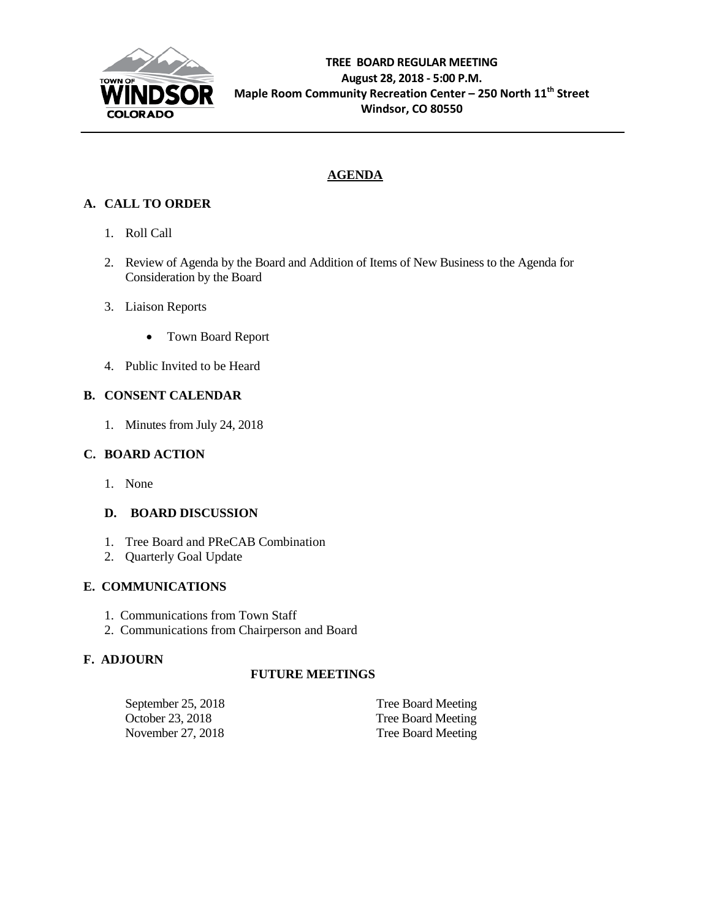TOWN OF WINDSOR COLORADO

**TREE BOARD REGULAR MEETING**
**August 28, 2018 - 5:00 P.M.**
**Maple Room Community Recreation Center – 250 North 11th Street**
**Windsor, CO 80550**

---

## AGENDA

### A. CALL TO ORDER

1. Roll Call
2. Review of Agenda by the Board and Addition of Items of New Business to the Agenda for Consideration by the Board
3. Liaison Reports
   - Town Board Report
4. Public Invited to be Heard

### B. CONSENT CALENDAR

1. Minutes from July 24, 2018

### C. BOARD ACTION

1. None

### D. BOARD DISCUSSION

1. Tree Board and PReCAB Combination
2. Quarterly Goal Update

### E. COMMUNICATIONS

1. Communications from Town Staff
2. Communications from Chairperson and Board

### F. ADJOURN

**FUTURE MEETINGS**

| | |
|---|---|
| September 25, 2018 | Tree Board Meeting |
| October 23, 2018 | Tree Board Meeting |
| November 27, 2018 | Tree Board Meeting |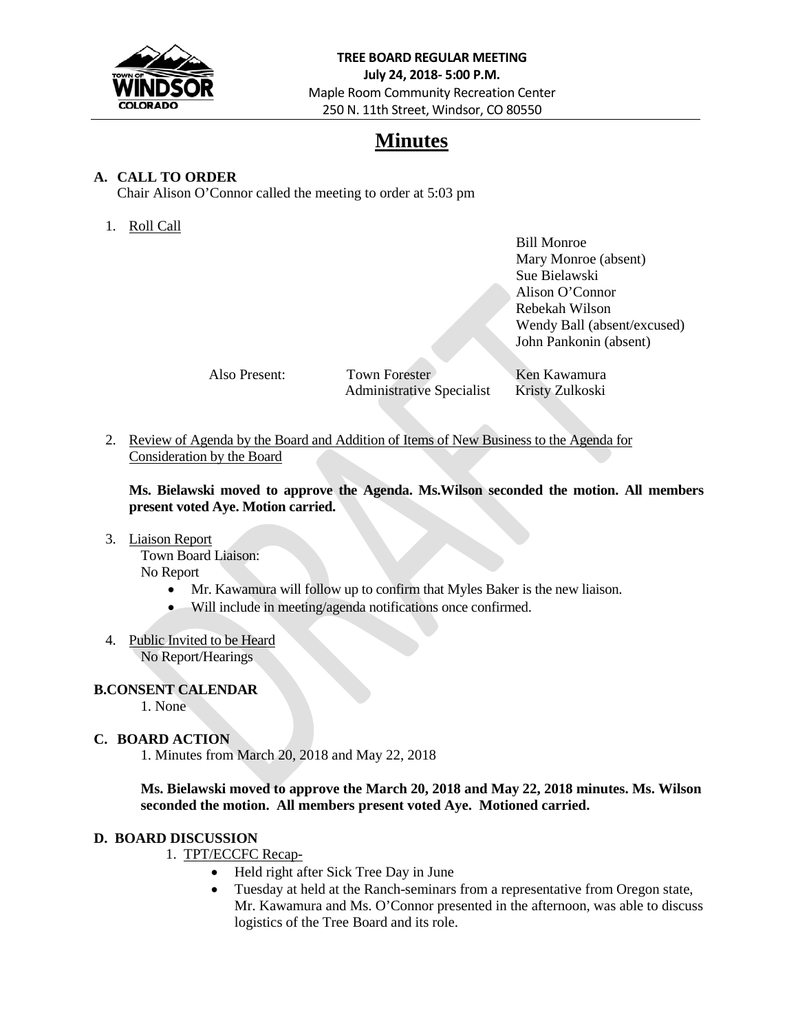**TREE BOARD REGULAR MEETING**
**July 24, 2018- 5:00 P.M.**
Maple Room Community Recreation Center
250 N. 11th Street, Windsor, CO 80550

# Minutes

## A. CALL TO ORDER

Chair Alison O'Connor called the meeting to order at 5:03 pm

1. Roll Call

Bill Monroe
Mary Monroe (absent)
Sue Bielawski
Alison O'Connor
Rebekah Wilson
Wendy Ball (absent/excused)
John Pankonin (absent)

Also Present: Town Forester Ken Kawamura
Administrative Specialist Kristy Zulkoski

2. Review of Agenda by the Board and Addition of Items of New Business to the Agenda for Consideration by the Board

**Ms. Bielawski moved to approve the Agenda. Ms.Wilson seconded the motion. All members present voted Aye. Motion carried.**

3. Liaison Report
   Town Board Liaison:
   No Report
   - Mr. Kawamura will follow up to confirm that Myles Baker is the new liaison.
   - Will include in meeting/agenda notifications once confirmed.

4. Public Invited to be Heard
   No Report/Hearings

## B.CONSENT CALENDAR

1. None

## C. BOARD ACTION

1. Minutes from March 20, 2018 and May 22, 2018

**Ms. Bielawski moved to approve the March 20, 2018 and May 22, 2018 minutes. Ms. Wilson seconded the motion. All members present voted Aye. Motioned carried.**

## D. BOARD DISCUSSION

1. TPT/ECCFC Recap-
   - Held right after Sick Tree Day in June
   - Tuesday at held at the Ranch-seminars from a representative from Oregon state, Mr. Kawamura and Ms. O'Connor presented in the afternoon, was able to discuss logistics of the Tree Board and its role.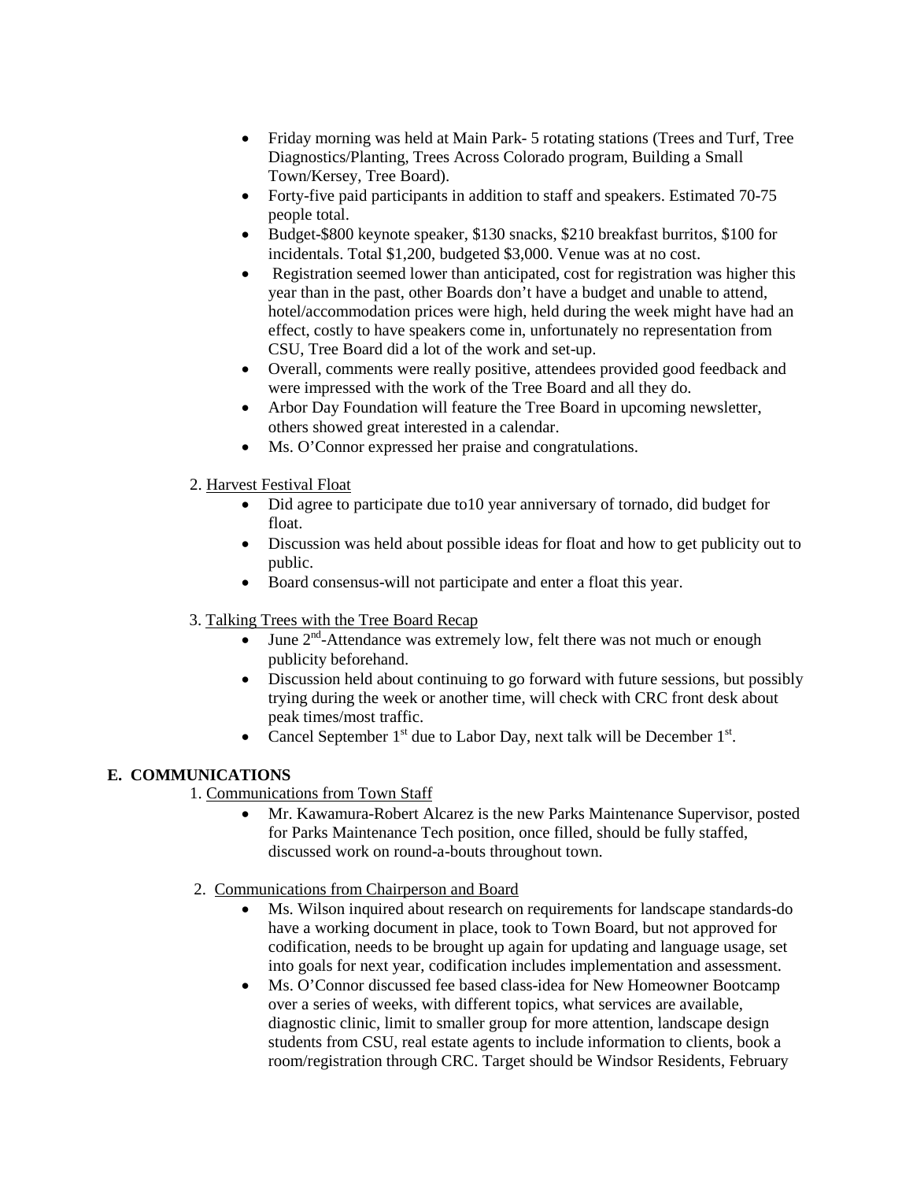- Friday morning was held at Main Park- 5 rotating stations (Trees and Turf, Tree Diagnostics/Planting, Trees Across Colorado program, Building a Small Town/Kersey, Tree Board).
- Forty-five paid participants in addition to staff and speakers. Estimated 70-75 people total.
- Budget-$800 keynote speaker, $130 snacks, $210 breakfast burritos, $100 for incidentals. Total $1,200, budgeted $3,000. Venue was at no cost.
- Registration seemed lower than anticipated, cost for registration was higher this year than in the past, other Boards don't have a budget and unable to attend, hotel/accommodation prices were high, held during the week might have had an effect, costly to have speakers come in, unfortunately no representation from CSU, Tree Board did a lot of the work and set-up.
- Overall, comments were really positive, attendees provided good feedback and were impressed with the work of the Tree Board and all they do.
- Arbor Day Foundation will feature the Tree Board in upcoming newsletter, others showed great interested in a calendar.
- Ms. O'Connor expressed her praise and congratulations.

2. <u>Harvest Festival Float</u>
   - Did agree to participate due to10 year anniversary of tornado, did budget for float.
   - Discussion was held about possible ideas for float and how to get publicity out to public.
   - Board consensus-will not participate and enter a float this year.

3. <u>Talking Trees with the Tree Board Recap</u>
   - June 2nd-Attendance was extremely low, felt there was not much or enough publicity beforehand.
   - Discussion held about continuing to go forward with future sessions, but possibly trying during the week or another time, will check with CRC front desk about peak times/most traffic.
   - Cancel September 1st due to Labor Day, next talk will be December 1st.

**E. COMMUNICATIONS**

1. <u>Communications from Town Staff</u>
   - Mr. Kawamura-Robert Alcarez is the new Parks Maintenance Supervisor, posted for Parks Maintenance Tech position, once filled, should be fully staffed, discussed work on round-a-bouts throughout town.

2. <u>Communications from Chairperson and Board</u>
   - Ms. Wilson inquired about research on requirements for landscape standards-do have a working document in place, took to Town Board, but not approved for codification, needs to be brought up again for updating and language usage, set into goals for next year, codification includes implementation and assessment.
   - Ms. O'Connor discussed fee based class-idea for New Homeowner Bootcamp over a series of weeks, with different topics, what services are available, diagnostic clinic, limit to smaller group for more attention, landscape design students from CSU, real estate agents to include information to clients, book a room/registration through CRC. Target should be Windsor Residents, February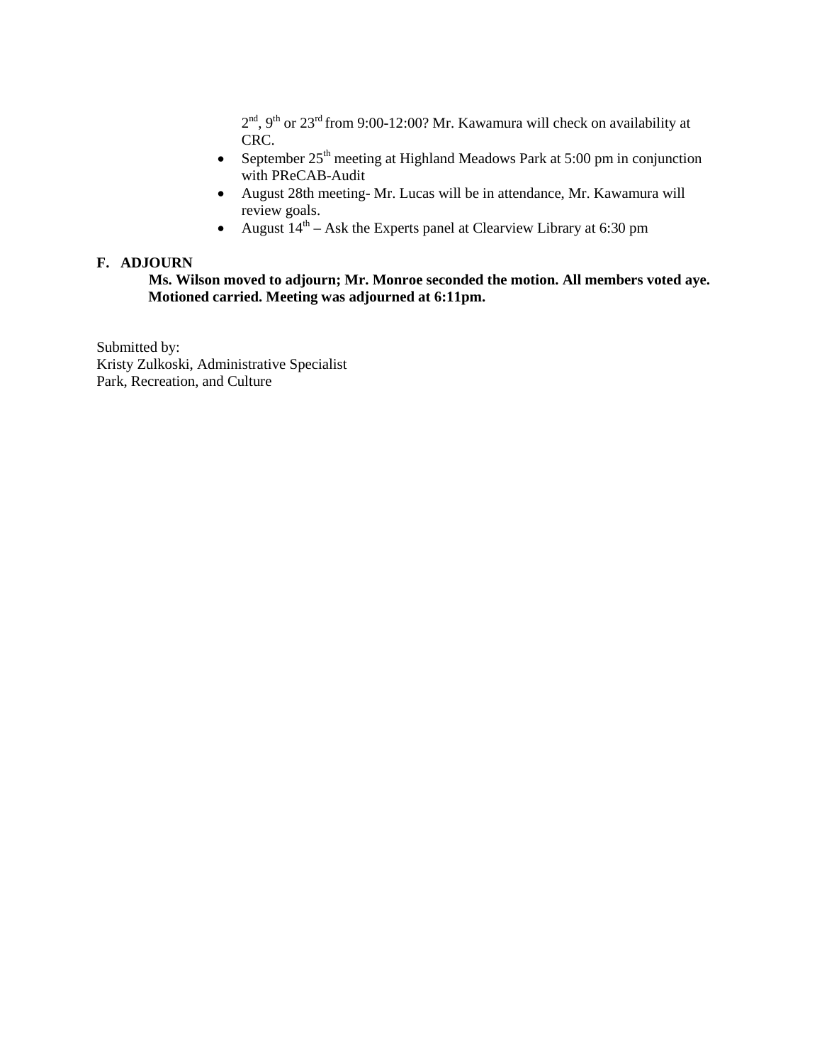2nd, 9th or 23rd from 9:00-12:00? Mr. Kawamura will check on availability at CRC.

- September 25th meeting at Highland Meadows Park at 5:00 pm in conjunction with PReCAB-Audit
- August 28th meeting- Mr. Lucas will be in attendance, Mr. Kawamura will review goals.
- August 14th – Ask the Experts panel at Clearview Library at 6:30 pm

**F. ADJOURN**

**Ms. Wilson moved to adjourn; Mr. Monroe seconded the motion. All members voted aye. Motioned carried. Meeting was adjourned at 6:11pm.**

Submitted by:
Kristy Zulkoski, Administrative Specialist
Park, Recreation, and Culture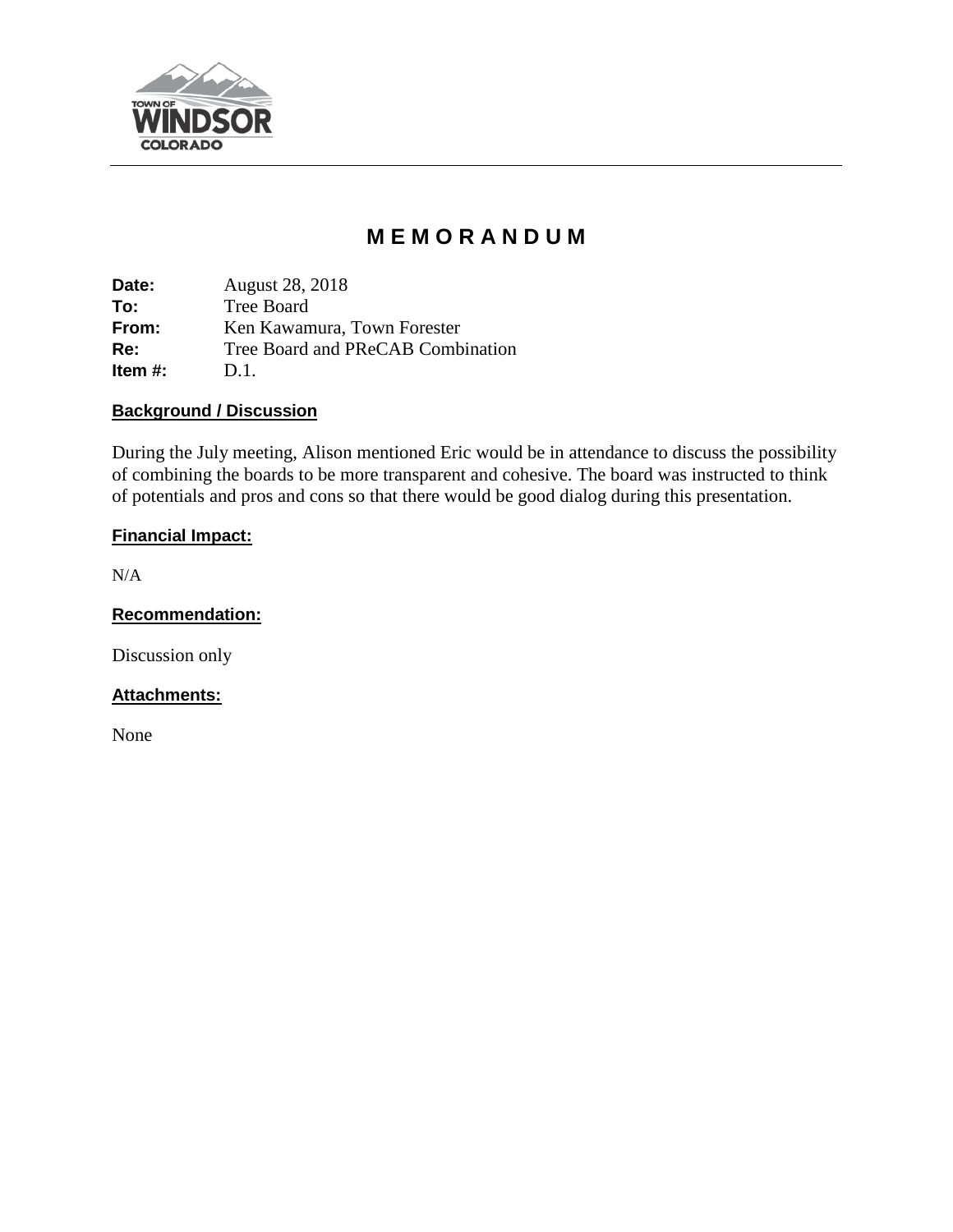# M E M O R A N D U M

**Date:** August 28, 2018
**To:** Tree Board
**From:** Ken Kawamura, Town Forester
**Re:** Tree Board and PReCAB Combination
**Item #:** D.1.

## Background / Discussion

During the July meeting, Alison mentioned Eric would be in attendance to discuss the possibility of combining the boards to be more transparent and cohesive. The board was instructed to think of potentials and pros and cons so that there would be good dialog during this presentation.

## Financial Impact:

N/A

## Recommendation:

Discussion only

## Attachments:

None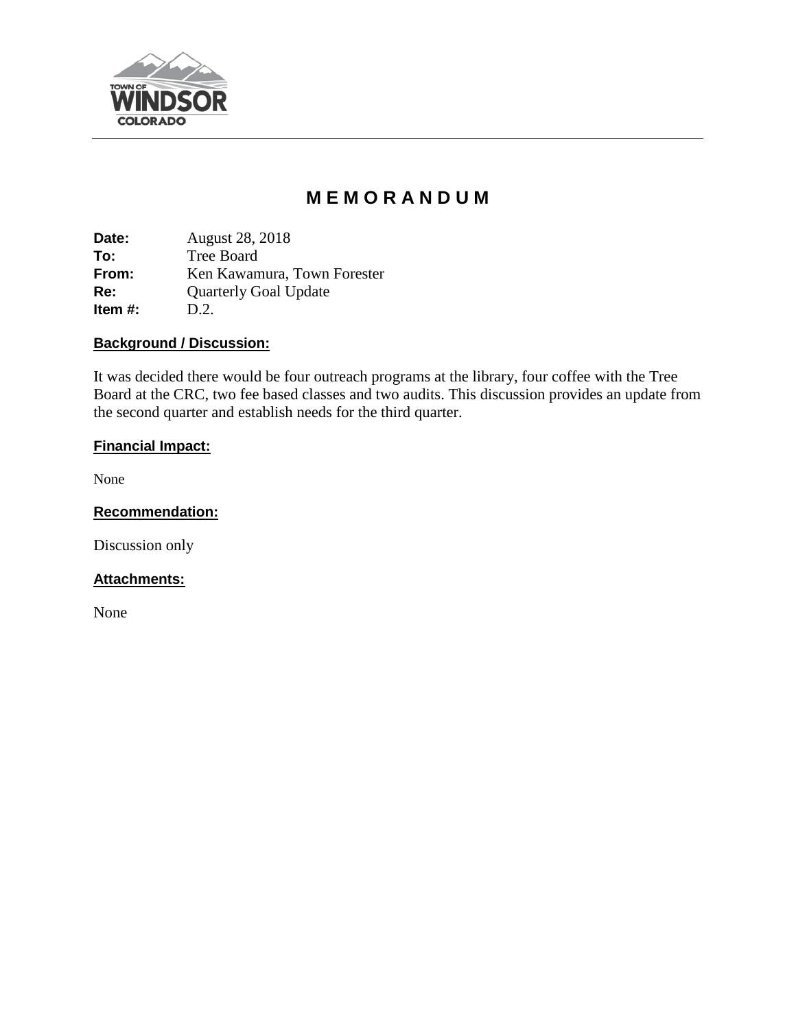# M E M O R A N D U M

**Date:** August 28, 2018
**To:** Tree Board
**From:** Ken Kawamura, Town Forester
**Re:** Quarterly Goal Update
**Item #:** D.2.

## Background / Discussion:

It was decided there would be four outreach programs at the library, four coffee with the Tree Board at the CRC, two fee based classes and two audits. This discussion provides an update from the second quarter and establish needs for the third quarter.

## Financial Impact:

None

## Recommendation:

Discussion only

## Attachments:

None